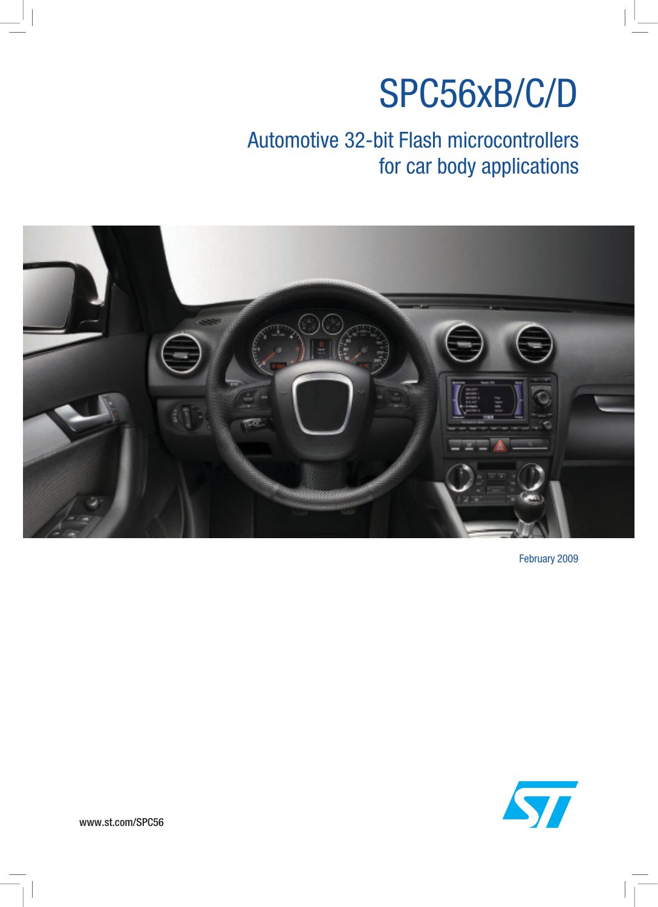# SPC56xB/C/D

## Automotive 32-bit Flash microcontrollers for car body applications

February 2009

www.st.com/SPC56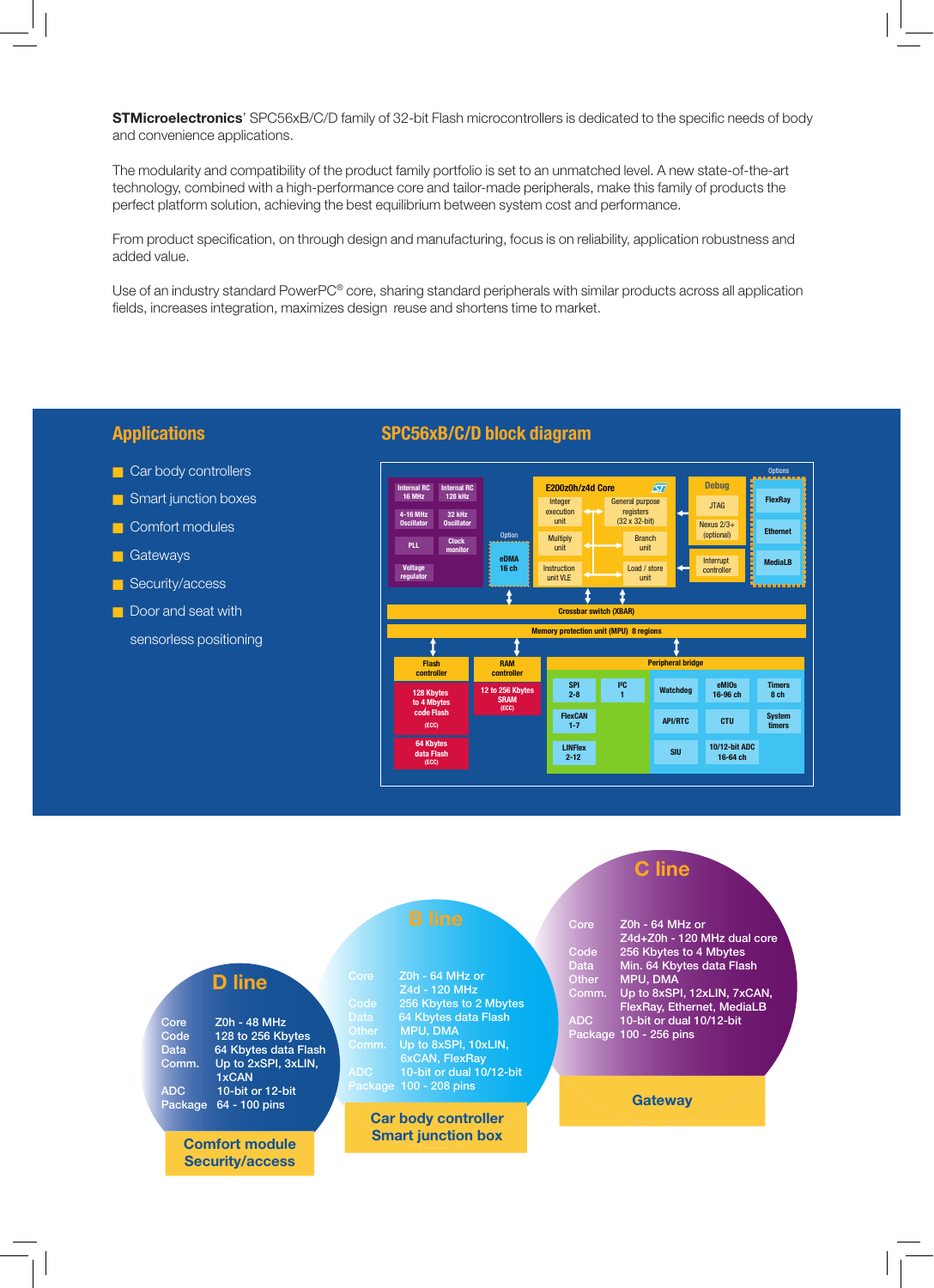**STMicroelectronics**' SPC56xB/C/D family of 32-bit Flash microcontrollers is dedicated to the specific needs of body and convenience applications.

The modularity and compatibility of the product family portfolio is set to an unmatched level. A new state-of-the-art technology, combined with a high-performance core and tailor-made peripherals, make this family of products the perfect platform solution, achieving the best equilibrium between system cost and performance.

From product specification, on through design and manufacturing, focus is on reliability, application robustness and added value.

Use of an industry standard PowerPC® core, sharing standard peripherals with similar products across all application fields, increases integration, maximizes design reuse and shortens time to market.

## Applications

- Car body controllers
- Smart junction boxes
- Comfort modules
- Gateways
- Security/access
- Door and seat with sensorless positioning

## SPC56xB/C/D block diagram

Internal RC 16 MHz | Internal RC 128 kHz | 4-16 MHz Oscillator | 32 kHz Oscillator | PLL | Clock monitor | Voltage regulator

Option: eDMA 16 ch

E200z0h/z4d Core: Integer execution unit | General purpose registers (32 x 32-bit) | Multiply unit | Branch unit | Instruction unit VLE | Load / store unit

Debug: JTAG | Nexus 2/3+ (optional)

Interrupt controller

Options: FlexRay | Ethernet | MediaLB

Crossbar switch (XBAR)

Memory protection unit (MPU) 8 regions

Flash controller: 128 Kbytes to 4 Mbytes code Flash (ECC) | 64 Kbytes data Flash (ECC)

RAM controller: 12 to 256 Kbytes SRAM (ECC)

Peripheral bridge: SPI 2-8 | I²C 1 | FlexCAN 1-7 | LINFlex 2-12 | Watchdog | eMIOs 16-96 ch | Timers 8 ch | API/RTC | CTU | System timers | SIU | 10/12-bit ADC 16-64 ch

## D line

| | |
|---|---|
| Core | Z0h - 48 MHz |
| Code | 128 to 256 Kbytes |
| Data | 64 Kbytes data Flash |
| Comm. | Up to 2xSPI, 3xLIN, 1xCAN |
| ADC | 10-bit or 12-bit |
| Package | 64 - 100 pins |

**Comfort module**
**Security/access**

## B line

| | |
|---|---|
| Core | Z0h - 64 MHz or Z4d - 120 MHz |
| Code | 256 Kbytes to 2 Mbytes |
| Data | 64 Kbytes data Flash |
| Other | MPU, DMA |
| Comm. | Up to 8xSPI, 10xLIN, 6xCAN, FlexRay |
| ADC | 10-bit or dual 10/12-bit |
| Package | 100 - 208 pins |

**Car body controller**
**Smart junction box**

## C line

| | |
|---|---|
| Core | Z0h - 64 MHz or Z4d+Z0h - 120 MHz dual core |
| Code | 256 Kbytes to 4 Mbytes |
| Data | Min. 64 Kbytes data Flash |
| Other | MPU, DMA |
| Comm. | Up to 8xSPI, 12xLIN, 7xCAN, FlexRay, Ethernet, MediaLB |
| ADC | 10-bit or dual 10/12-bit |
| Package | 100 - 256 pins |

**Gateway**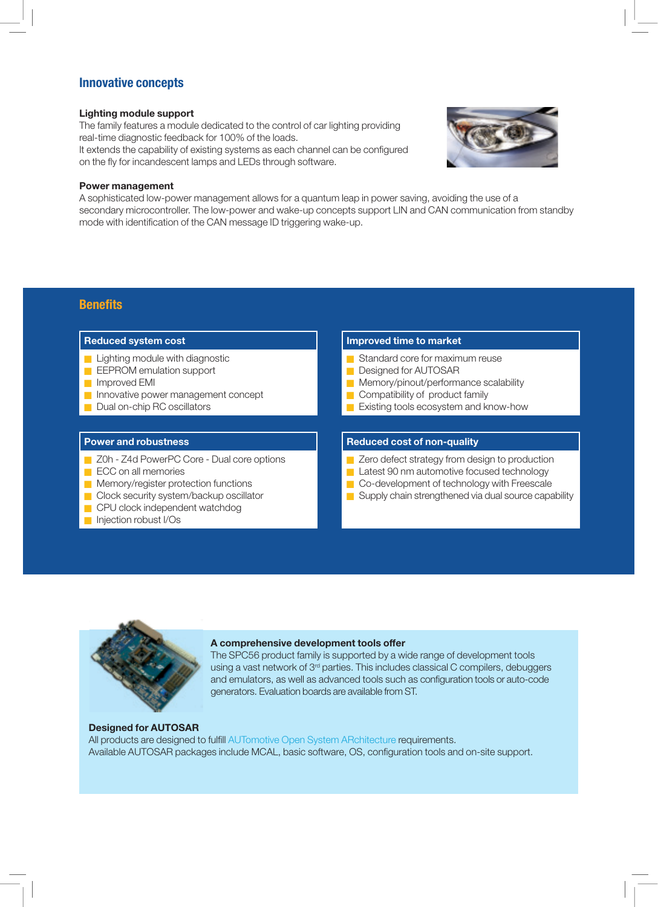## Innovative concepts

**Lighting module support**

The family features a module dedicated to the control of car lighting providing real-time diagnostic feedback for 100% of the loads.
It extends the capability of existing systems as each channel can be configured on the fly for incandescent lamps and LEDs through software.

**Power management**

A sophisticated low-power management allows for a quantum leap in power saving, avoiding the use of a secondary microcontroller. The low-power and wake-up concepts support LIN and CAN communication from standby mode with identification of the CAN message ID triggering wake-up.

## Benefits

**Reduced system cost**

- Lighting module with diagnostic
- EEPROM emulation support
- Improved EMI
- Innovative power management concept
- Dual on-chip RC oscillators

**Improved time to market**

- Standard core for maximum reuse
- Designed for AUTOSAR
- Memory/pinout/performance scalability
- Compatibility of product family
- Existing tools ecosystem and know-how

**Power and robustness**

- Z0h - Z4d PowerPC Core - Dual core options
- ECC on all memories
- Memory/register protection functions
- Clock security system/backup oscillator
- CPU clock independent watchdog
- Injection robust I/Os

**Reduced cost of non-quality**

- Zero defect strategy from design to production
- Latest 90 nm automotive focused technology
- Co-development of technology with Freescale
- Supply chain strengthened via dual source capability

**A comprehensive development tools offer**

The SPC56 product family is supported by a wide range of development tools using a vast network of 3rd parties. This includes classical C compilers, debuggers and emulators, as well as advanced tools such as configuration tools or auto-code generators. Evaluation boards are available from ST.

**Designed for AUTOSAR**

All products are designed to fulfill AUTomotive Open System ARchitecture requirements.
Available AUTOSAR packages include MCAL, basic software, OS, configuration tools and on-site support.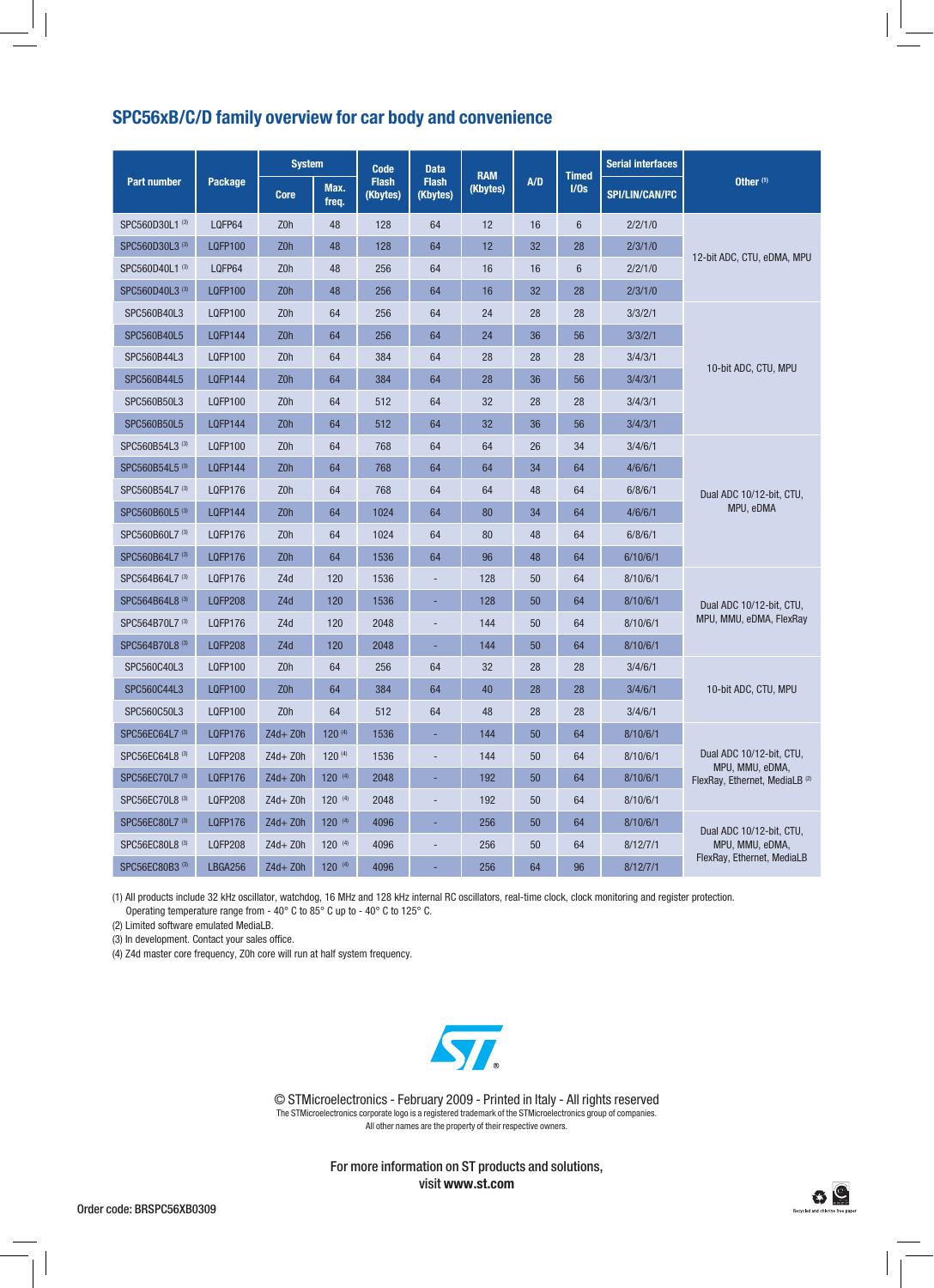## SPC56xB/C/D family overview for car body and convenience

| Part number | Package | System | | Code Flash (Kbytes) | Data Flash (Kbytes) | RAM (Kbytes) | A/D | Timed I/Os | Serial interfaces | Other (1) |
|---|---|---|---|---|---|---|---|---|---|---|
| | | Core | Max. freq. | | | | | | SPI/LIN/CAN/I²C | |
| SPC560D30L1 (3) | LQFP64 | Z0h | 48 | 128 | 64 | 12 | 16 | 6 | 2/2/1/0 | 12-bit ADC, CTU, eDMA, MPU |
| SPC560D30L3 (3) | LQFP100 | Z0h | 48 | 128 | 64 | 12 | 32 | 28 | 2/3/1/0 | |
| SPC560D40L1 (3) | LQFP64 | Z0h | 48 | 256 | 64 | 16 | 16 | 6 | 2/2/1/0 | |
| SPC560D40L3 (3) | LQFP100 | Z0h | 48 | 256 | 64 | 16 | 32 | 28 | 2/3/1/0 | |
| SPC560B40L3 | LQFP100 | Z0h | 64 | 256 | 64 | 24 | 28 | 28 | 3/3/2/1 | 10-bit ADC, CTU, MPU |
| SPC560B40L5 | LQFP144 | Z0h | 64 | 256 | 64 | 24 | 36 | 56 | 3/3/2/1 | |
| SPC560B44L3 | LQFP100 | Z0h | 64 | 384 | 64 | 28 | 28 | 28 | 3/4/3/1 | |
| SPC560B44L5 | LQFP144 | Z0h | 64 | 384 | 64 | 28 | 36 | 56 | 3/4/3/1 | |
| SPC560B50L3 | LQFP100 | Z0h | 64 | 512 | 64 | 32 | 28 | 28 | 3/4/3/1 | |
| SPC560B50L5 | LQFP144 | Z0h | 64 | 512 | 64 | 32 | 36 | 56 | 3/4/3/1 | |
| SPC560B54L3 (3) | LQFP100 | Z0h | 64 | 768 | 64 | 64 | 26 | 34 | 3/4/6/1 | Dual ADC 10/12-bit, CTU, MPU, eDMA |
| SPC560B54L5 (3) | LQFP144 | Z0h | 64 | 768 | 64 | 64 | 34 | 64 | 4/6/6/1 | |
| SPC560B54L7 (3) | LQFP176 | Z0h | 64 | 768 | 64 | 64 | 48 | 64 | 6/8/6/1 | |
| SPC560B60L5 (3) | LQFP144 | Z0h | 64 | 1024 | 64 | 80 | 34 | 64 | 4/6/6/1 | |
| SPC560B60L7 (3) | LQFP176 | Z0h | 64 | 1024 | 64 | 80 | 48 | 64 | 6/8/6/1 | |
| SPC560B64L7 (3) | LQFP176 | Z0h | 64 | 1536 | 64 | 96 | 48 | 64 | 6/10/6/1 | |
| SPC564B64L7 (3) | LQFP176 | Z4d | 120 | 1536 | - | 128 | 50 | 64 | 8/10/6/1 | Dual ADC 10/12-bit, CTU, MPU, MMU, eDMA, FlexRay |
| SPC564B64L8 (3) | LQFP208 | Z4d | 120 | 1536 | - | 128 | 50 | 64 | 8/10/6/1 | |
| SPC564B70L7 (3) | LQFP176 | Z4d | 120 | 2048 | - | 144 | 50 | 64 | 8/10/6/1 | |
| SPC564B70L8 (3) | LQFP208 | Z4d | 120 | 2048 | - | 144 | 50 | 64 | 8/10/6/1 | |
| SPC560C40L3 | LQFP100 | Z0h | 64 | 256 | 64 | 32 | 28 | 28 | 3/4/6/1 | 10-bit ADC, CTU, MPU |
| SPC560C44L3 | LQFP100 | Z0h | 64 | 384 | 64 | 40 | 28 | 28 | 3/4/6/1 | |
| SPC560C50L3 | LQFP100 | Z0h | 64 | 512 | 64 | 48 | 28 | 28 | 3/4/6/1 | |
| SPC56EC64L7 (3) | LQFP176 | Z4d+ Z0h | 120 (4) | 1536 | - | 144 | 50 | 64 | 8/10/6/1 | Dual ADC 10/12-bit, CTU, MPU, MMU, eDMA, FlexRay, Ethernet, MediaLB (2) |
| SPC56EC64L8 (3) | LQFP208 | Z4d+ Z0h | 120 (4) | 1536 | - | 144 | 50 | 64 | 8/10/6/1 | |
| SPC56EC70L7 (3) | LQFP176 | Z4d+ Z0h | 120 (4) | 2048 | - | 192 | 50 | 64 | 8/10/6/1 | |
| SPC56EC70L8 (3) | LQFP208 | Z4d+ Z0h | 120 (4) | 2048 | - | 192 | 50 | 64 | 8/10/6/1 | |
| SPC56EC80L7 (3) | LQFP176 | Z4d+ Z0h | 120 (4) | 4096 | - | 256 | 50 | 64 | 8/10/6/1 | Dual ADC 10/12-bit, CTU, MPU, MMU, eDMA, FlexRay, Ethernet, MediaLB |
| SPC56EC80L8 (3) | LQFP208 | Z4d+ Z0h | 120 (4) | 4096 | - | 256 | 50 | 64 | 8/12/7/1 | |
| SPC56EC80B3 (3) | LBGA256 | Z4d+ Z0h | 120 (4) | 4096 | - | 256 | 64 | 96 | 8/12/7/1 | |

(1) All products include 32 kHz oscillator, watchdog, 16 MHz and 128 kHz internal RC oscillators, real-time clock, clock monitoring and register protection. Operating temperature range from - 40° C to 85° C up to - 40° C to 125° C.

(2) Limited software emulated MediaLB.

(3) In development. Contact your sales office.

(4) Z4d master core frequency, Z0h core will run at half system frequency.

© STMicroelectronics - February 2009 - Printed in Italy - All rights reserved

The STMicroelectronics corporate logo is a registered trademark of the STMicroelectronics group of companies.

All other names are the property of their respective owners.

For more information on ST products and solutions, visit **www.st.com**

Order code: BRSPC56XB0309